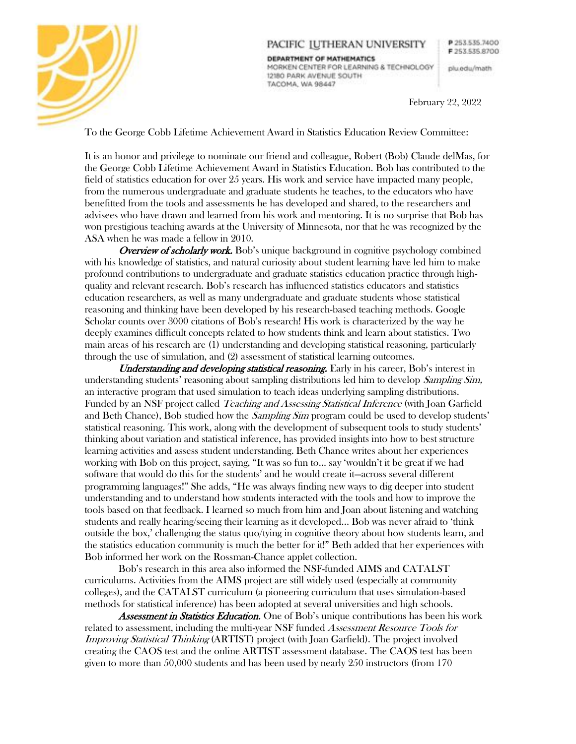PACIFIC LUTHERAN UNIVERSITY

DEPARTMENT OF MATHEMATICS
MORKEN CENTER FOR LEARNING & TECHNOLOGY
12180 PARK AVENUE SOUTH
TACOMA, WA 98447

P 253.535.7400
F 253.535.8700

plu.edu/math

February 22, 2022

To the George Cobb Lifetime Achievement Award in Statistics Education Review Committee:

It is an honor and privilege to nominate our friend and colleague, Robert (Bob) Claude delMas, for the George Cobb Lifetime Achievement Award in Statistics Education. Bob has contributed to the field of statistics education for over 25 years. His work and service have impacted many people, from the numerous undergraduate and graduate students he teaches, to the educators who have benefitted from the tools and assessments he has developed and shared, to the researchers and advisees who have drawn and learned from his work and mentoring. It is no surprise that Bob has won prestigious teaching awards at the University of Minnesota, nor that he was recognized by the ASA when he was made a fellow in 2010.

***Overview of scholarly work.*** Bob's unique background in cognitive psychology combined with his knowledge of statistics, and natural curiosity about student learning have led him to make profound contributions to undergraduate and graduate statistics education practice through high-quality and relevant research. Bob's research has influenced statistics educators and statistics education researchers, as well as many undergraduate and graduate students whose statistical reasoning and thinking have been developed by his research-based teaching methods. Google Scholar counts over 3000 citations of Bob's research! His work is characterized by the way he deeply examines difficult concepts related to how students think and learn about statistics. Two main areas of his research are (1) understanding and developing statistical reasoning, particularly through the use of simulation, and (2) assessment of statistical learning outcomes.

***Understanding and developing statistical reasoning.*** Early in his career, Bob's interest in understanding students' reasoning about sampling distributions led him to develop *Sampling Sim*, an interactive program that used simulation to teach ideas underlying sampling distributions. Funded by an NSF project called *Teaching and Assessing Statistical Inference* (with Joan Garfield and Beth Chance), Bob studied how the *Sampling Sim* program could be used to develop students' statistical reasoning. This work, along with the development of subsequent tools to study students' thinking about variation and statistical inference, has provided insights into how to best structure learning activities and assess student understanding. Beth Chance writes about her experiences working with Bob on this project, saying, "It was so fun to… say 'wouldn't it be great if we had software that would do this for the students' and he would create it—across several different programming languages!" She adds, "He was always finding new ways to dig deeper into student understanding and to understand how students interacted with the tools and how to improve the tools based on that feedback. I learned so much from him and Joan about listening and watching students and really hearing/seeing their learning as it developed… Bob was never afraid to 'think outside the box,' challenging the status quo/tying in cognitive theory about how students learn, and the statistics education community is much the better for it!" Beth added that her experiences with Bob informed her work on the Rossman-Chance applet collection.

Bob's research in this area also informed the NSF-funded AIMS and CATALST curriculums. Activities from the AIMS project are still widely used (especially at community colleges), and the CATALST curriculum (a pioneering curriculum that uses simulation-based methods for statistical inference) has been adopted at several universities and high schools.

***Assessment in Statistics Education.*** One of Bob's unique contributions has been his work related to assessment, including the multi-year NSF funded *Assessment Resource Tools for Improving Statistical Thinking* (ARTIST) project (with Joan Garfield). The project involved creating the CAOS test and the online ARTIST assessment database. The CAOS test has been given to more than 50,000 students and has been used by nearly 250 instructors (from 170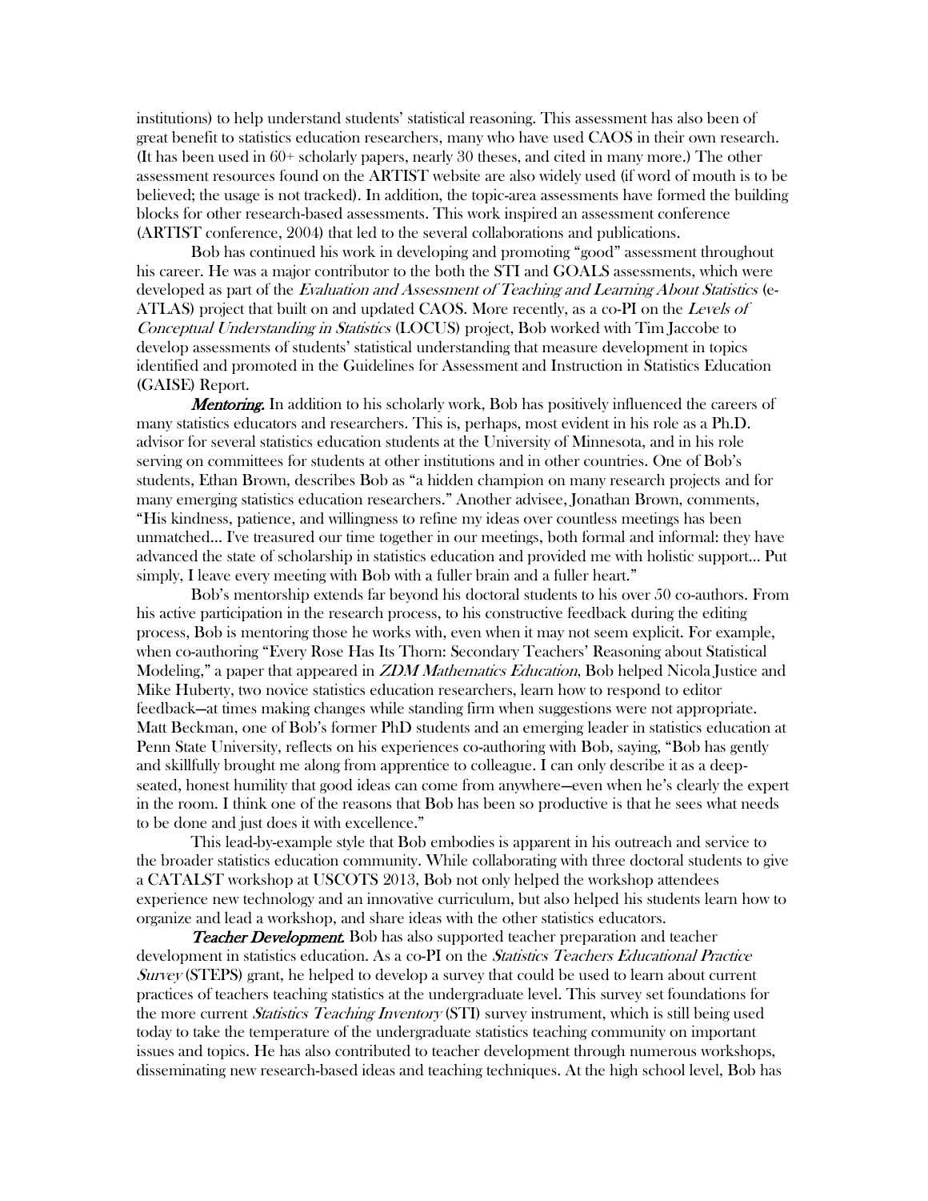institutions) to help understand students' statistical reasoning. This assessment has also been of great benefit to statistics education researchers, many who have used CAOS in their own research. (It has been used in 60+ scholarly papers, nearly 30 theses, and cited in many more.) The other assessment resources found on the ARTIST website are also widely used (if word of mouth is to be believed; the usage is not tracked). In addition, the topic-area assessments have formed the building blocks for other research-based assessments. This work inspired an assessment conference (ARTIST conference, 2004) that led to the several collaborations and publications.

Bob has continued his work in developing and promoting "good" assessment throughout his career. He was a major contributor to the both the STI and GOALS assessments, which were developed as part of the *Evaluation and Assessment of Teaching and Learning About Statistics* (e-ATLAS) project that built on and updated CAOS. More recently, as a co-PI on the *Levels of Conceptual Understanding in Statistics* (LOCUS) project, Bob worked with Tim Jaccobe to develop assessments of students' statistical understanding that measure development in topics identified and promoted in the Guidelines for Assessment and Instruction in Statistics Education (GAISE) Report.

***Mentoring.*** In addition to his scholarly work, Bob has positively influenced the careers of many statistics educators and researchers. This is, perhaps, most evident in his role as a Ph.D. advisor for several statistics education students at the University of Minnesota, and in his role serving on committees for students at other institutions and in other countries. One of Bob's students, Ethan Brown, describes Bob as "a hidden champion on many research projects and for many emerging statistics education researchers." Another advisee, Jonathan Brown, comments, "His kindness, patience, and willingness to refine my ideas over countless meetings has been unmatched… I've treasured our time together in our meetings, both formal and informal: they have advanced the state of scholarship in statistics education and provided me with holistic support… Put simply, I leave every meeting with Bob with a fuller brain and a fuller heart."

Bob's mentorship extends far beyond his doctoral students to his over 50 co-authors. From his active participation in the research process, to his constructive feedback during the editing process, Bob is mentoring those he works with, even when it may not seem explicit. For example, when co-authoring "Every Rose Has Its Thorn: Secondary Teachers' Reasoning about Statistical Modeling," a paper that appeared in *ZDM Mathematics Education*, Bob helped Nicola Justice and Mike Huberty, two novice statistics education researchers, learn how to respond to editor feedback—at times making changes while standing firm when suggestions were not appropriate. Matt Beckman, one of Bob's former PhD students and an emerging leader in statistics education at Penn State University, reflects on his experiences co-authoring with Bob, saying, "Bob has gently and skillfully brought me along from apprentice to colleague. I can only describe it as a deep-seated, honest humility that good ideas can come from anywhere—even when he's clearly the expert in the room. I think one of the reasons that Bob has been so productive is that he sees what needs to be done and just does it with excellence."

This lead-by-example style that Bob embodies is apparent in his outreach and service to the broader statistics education community. While collaborating with three doctoral students to give a CATALST workshop at USCOTS 2013, Bob not only helped the workshop attendees experience new technology and an innovative curriculum, but also helped his students learn how to organize and lead a workshop, and share ideas with the other statistics educators.

***Teacher Development.*** Bob has also supported teacher preparation and teacher development in statistics education. As a co-PI on the *Statistics Teachers Educational Practice Survey* (STEPS) grant, he helped to develop a survey that could be used to learn about current practices of teachers teaching statistics at the undergraduate level. This survey set foundations for the more current *Statistics Teaching Inventory* (STI) survey instrument, which is still being used today to take the temperature of the undergraduate statistics teaching community on important issues and topics. He has also contributed to teacher development through numerous workshops, disseminating new research-based ideas and teaching techniques. At the high school level, Bob has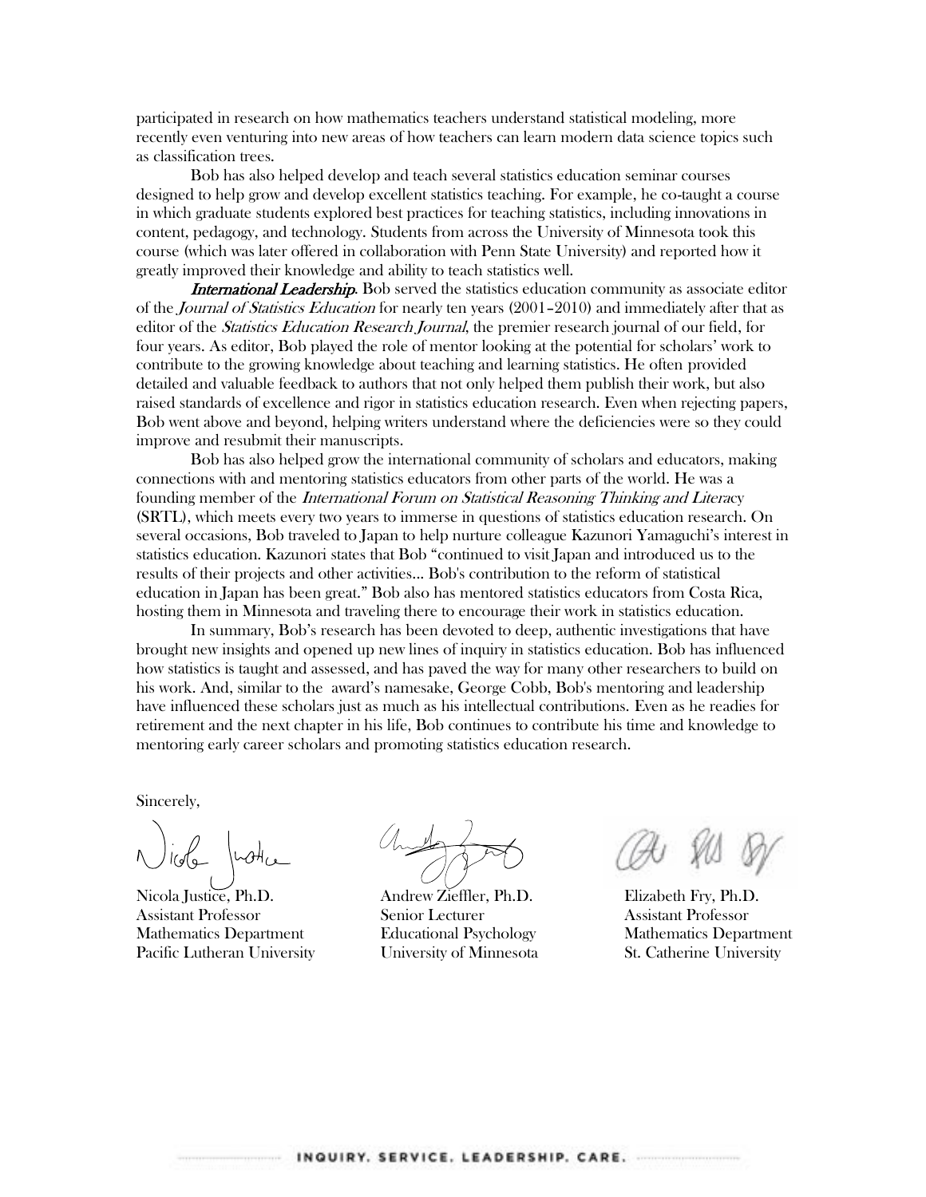participated in research on how mathematics teachers understand statistical modeling, more recently even venturing into new areas of how teachers can learn modern data science topics such as classification trees.

Bob has also helped develop and teach several statistics education seminar courses designed to help grow and develop excellent statistics teaching. For example, he co-taught a course in which graduate students explored best practices for teaching statistics, including innovations in content, pedagogy, and technology. Students from across the University of Minnesota took this course (which was later offered in collaboration with Penn State University) and reported how it greatly improved their knowledge and ability to teach statistics well.

***International Leadership***. Bob served the statistics education community as associate editor of the *Journal of Statistics Education* for nearly ten years (2001–2010) and immediately after that as editor of the *Statistics Education Research Journal*, the premier research journal of our field, for four years. As editor, Bob played the role of mentor looking at the potential for scholars' work to contribute to the growing knowledge about teaching and learning statistics. He often provided detailed and valuable feedback to authors that not only helped them publish their work, but also raised standards of excellence and rigor in statistics education research. Even when rejecting papers, Bob went above and beyond, helping writers understand where the deficiencies were so they could improve and resubmit their manuscripts.

Bob has also helped grow the international community of scholars and educators, making connections with and mentoring statistics educators from other parts of the world. He was a founding member of the *International Forum on Statistical Reasoning Thinking and Literacy* (SRTL), which meets every two years to immerse in questions of statistics education research. On several occasions, Bob traveled to Japan to help nurture colleague Kazunori Yamaguchi's interest in statistics education. Kazunori states that Bob "continued to visit Japan and introduced us to the results of their projects and other activities... Bob's contribution to the reform of statistical education in Japan has been great." Bob also has mentored statistics educators from Costa Rica, hosting them in Minnesota and traveling there to encourage their work in statistics education.

In summary, Bob's research has been devoted to deep, authentic investigations that have brought new insights and opened up new lines of inquiry in statistics education. Bob has influenced how statistics is taught and assessed, and has paved the way for many other researchers to build on his work. And, similar to the award's namesake, George Cobb, Bob's mentoring and leadership have influenced these scholars just as much as his intellectual contributions. Even as he readies for retirement and the next chapter in his life, Bob continues to contribute his time and knowledge to mentoring early career scholars and promoting statistics education research.

Sincerely,

| | | |
|---|---|---|
| Nicola Justice, Ph.D. | Andrew Zieffler, Ph.D. | Elizabeth Fry, Ph.D. |
| Assistant Professor | Senior Lecturer | Assistant Professor |
| Mathematics Department | Educational Psychology | Mathematics Department |
| Pacific Lutheran University | University of Minnesota | St. Catherine University |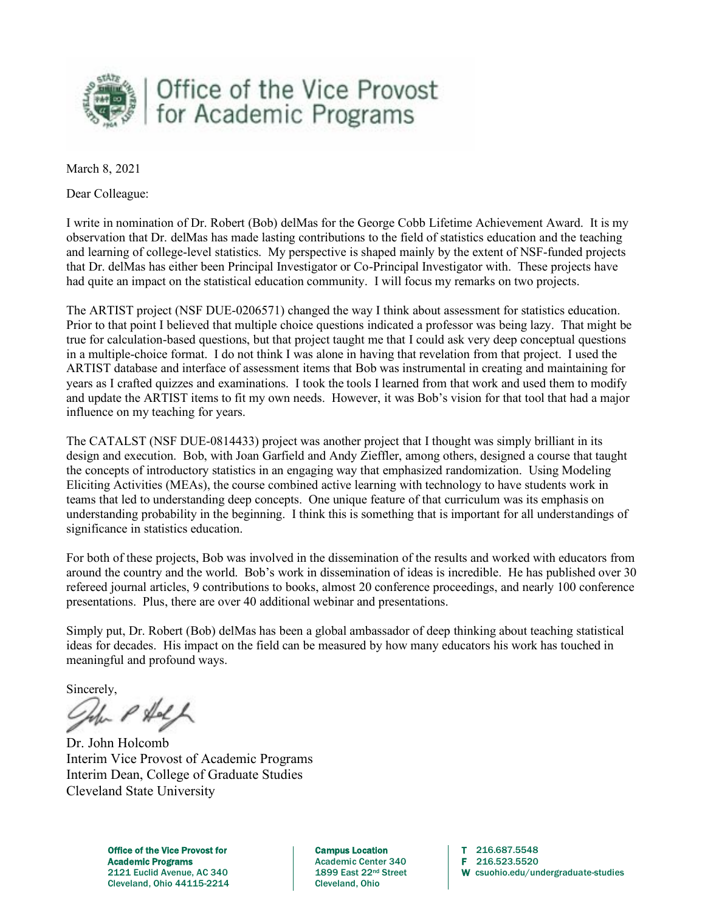Office of the Vice Provost for Academic Programs

March 8, 2021

Dear Colleague:

I write in nomination of Dr. Robert (Bob) delMas for the George Cobb Lifetime Achievement Award. It is my observation that Dr. delMas has made lasting contributions to the field of statistics education and the teaching and learning of college-level statistics. My perspective is shaped mainly by the extent of NSF-funded projects that Dr. delMas has either been Principal Investigator or Co-Principal Investigator with. These projects have had quite an impact on the statistical education community. I will focus my remarks on two projects.

The ARTIST project (NSF DUE-0206571) changed the way I think about assessment for statistics education. Prior to that point I believed that multiple choice questions indicated a professor was being lazy. That might be true for calculation-based questions, but that project taught me that I could ask very deep conceptual questions in a multiple-choice format. I do not think I was alone in having that revelation from that project. I used the ARTIST database and interface of assessment items that Bob was instrumental in creating and maintaining for years as I crafted quizzes and examinations. I took the tools I learned from that work and used them to modify and update the ARTIST items to fit my own needs. However, it was Bob's vision for that tool that had a major influence on my teaching for years.

The CATALST (NSF DUE-0814433) project was another project that I thought was simply brilliant in its design and execution. Bob, with Joan Garfield and Andy Zieffler, among others, designed a course that taught the concepts of introductory statistics in an engaging way that emphasized randomization. Using Modeling Eliciting Activities (MEAs), the course combined active learning with technology to have students work in teams that led to understanding deep concepts. One unique feature of that curriculum was its emphasis on understanding probability in the beginning. I think this is something that is important for all understandings of significance in statistics education.

For both of these projects, Bob was involved in the dissemination of the results and worked with educators from around the country and the world. Bob's work in dissemination of ideas is incredible. He has published over 30 refereed journal articles, 9 contributions to books, almost 20 conference proceedings, and nearly 100 conference presentations. Plus, there are over 40 additional webinar and presentations.

Simply put, Dr. Robert (Bob) delMas has been a global ambassador of deep thinking about teaching statistical ideas for decades. His impact on the field can be measured by how many educators his work has touched in meaningful and profound ways.

Sincerely,

Dr. John Holcomb
Interim Vice Provost of Academic Programs
Interim Dean, College of Graduate Studies
Cleveland State University

**Office of the Vice Provost for Academic Programs**
2121 Euclid Avenue, AC 340
Cleveland, Ohio 44115-2214

**Campus Location**
Academic Center 340
1899 East 22nd Street
Cleveland, Ohio

T 216.687.5548
F 216.523.5520
W csuohio.edu/undergraduate-studies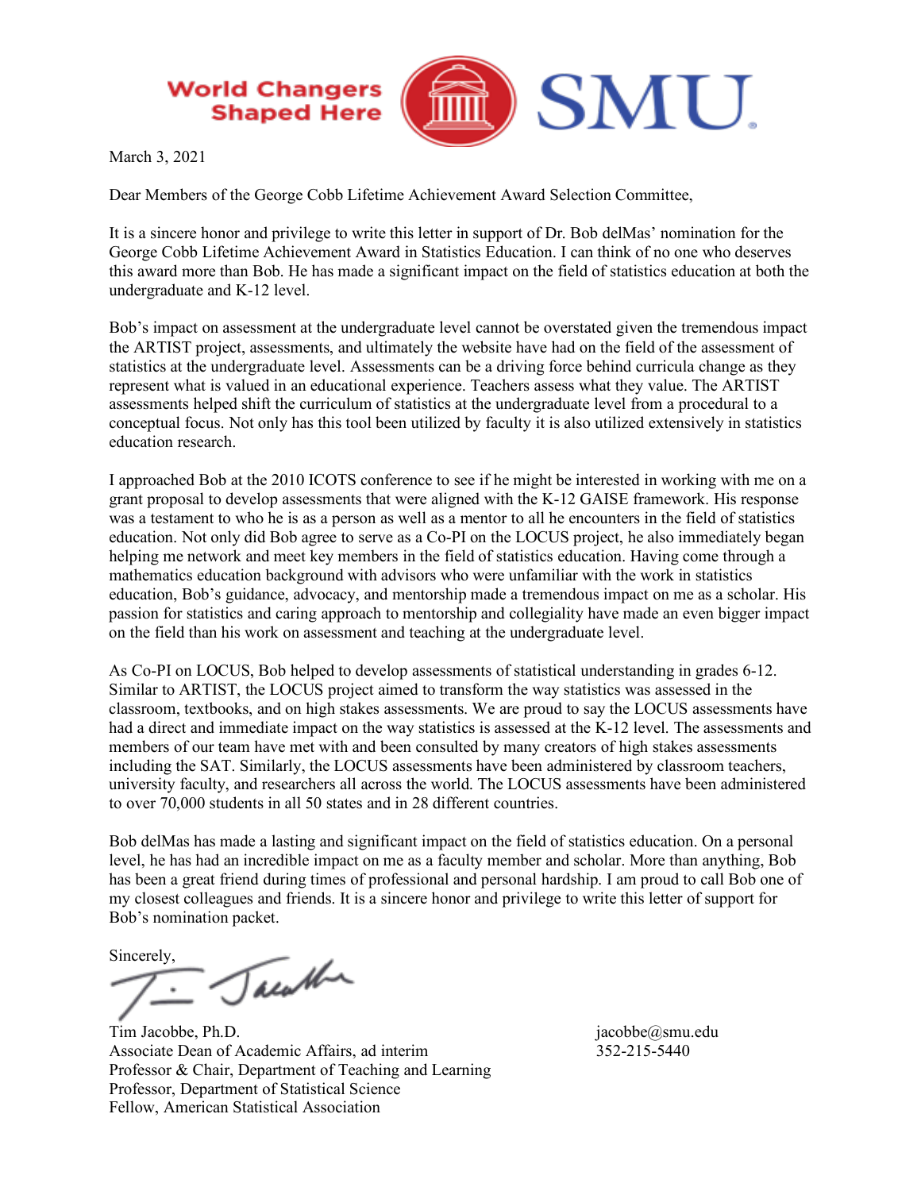World Changers Shaped Here SMU

March 3, 2021

Dear Members of the George Cobb Lifetime Achievement Award Selection Committee,

It is a sincere honor and privilege to write this letter in support of Dr. Bob delMas' nomination for the George Cobb Lifetime Achievement Award in Statistics Education. I can think of no one who deserves this award more than Bob. He has made a significant impact on the field of statistics education at both the undergraduate and K-12 level.

Bob's impact on assessment at the undergraduate level cannot be overstated given the tremendous impact the ARTIST project, assessments, and ultimately the website have had on the field of the assessment of statistics at the undergraduate level. Assessments can be a driving force behind curricula change as they represent what is valued in an educational experience. Teachers assess what they value. The ARTIST assessments helped shift the curriculum of statistics at the undergraduate level from a procedural to a conceptual focus. Not only has this tool been utilized by faculty it is also utilized extensively in statistics education research.

I approached Bob at the 2010 ICOTS conference to see if he might be interested in working with me on a grant proposal to develop assessments that were aligned with the K-12 GAISE framework. His response was a testament to who he is as a person as well as a mentor to all he encounters in the field of statistics education. Not only did Bob agree to serve as a Co-PI on the LOCUS project, he also immediately began helping me network and meet key members in the field of statistics education. Having come through a mathematics education background with advisors who were unfamiliar with the work in statistics education, Bob's guidance, advocacy, and mentorship made a tremendous impact on me as a scholar. His passion for statistics and caring approach to mentorship and collegiality have made an even bigger impact on the field than his work on assessment and teaching at the undergraduate level.

As Co-PI on LOCUS, Bob helped to develop assessments of statistical understanding in grades 6-12. Similar to ARTIST, the LOCUS project aimed to transform the way statistics was assessed in the classroom, textbooks, and on high stakes assessments. We are proud to say the LOCUS assessments have had a direct and immediate impact on the way statistics is assessed at the K-12 level. The assessments and members of our team have met with and been consulted by many creators of high stakes assessments including the SAT. Similarly, the LOCUS assessments have been administered by classroom teachers, university faculty, and researchers all across the world. The LOCUS assessments have been administered to over 70,000 students in all 50 states and in 28 different countries.

Bob delMas has made a lasting and significant impact on the field of statistics education. On a personal level, he has had an incredible impact on me as a faculty member and scholar. More than anything, Bob has been a great friend during times of professional and personal hardship. I am proud to call Bob one of my closest colleagues and friends. It is a sincere honor and privilege to write this letter of support for Bob's nomination packet.

Sincerely,

Tim Jacobbe, Ph.D.
Associate Dean of Academic Affairs, ad interim
Professor & Chair, Department of Teaching and Learning
Professor, Department of Statistical Science
Fellow, American Statistical Association

jacobbe@smu.edu
352-215-5440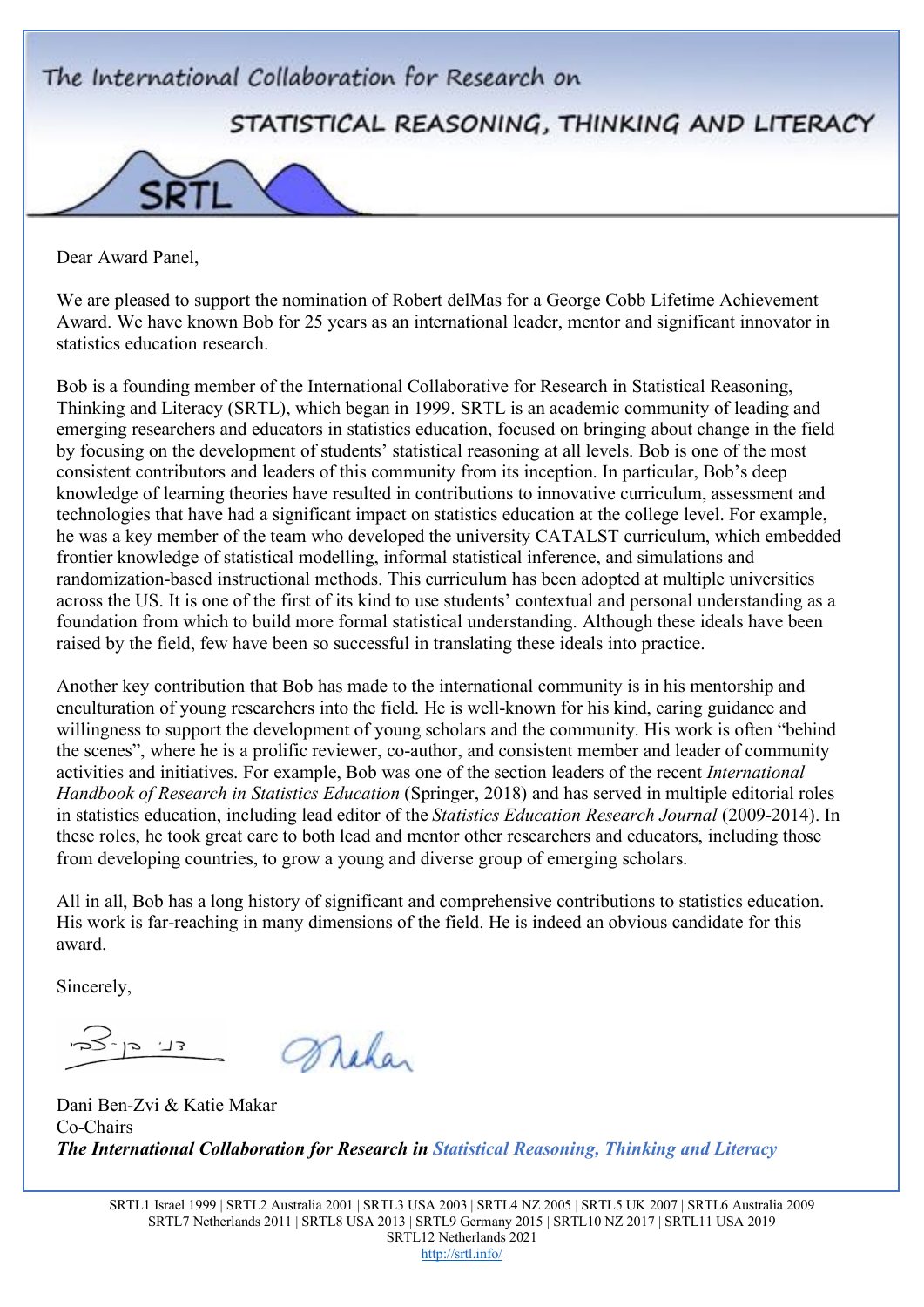The International Collaboration for Research on

STATISTICAL REASONING, THINKING AND LITERACY

SRTL

Dear Award Panel,

We are pleased to support the nomination of Robert delMas for a George Cobb Lifetime Achievement Award. We have known Bob for 25 years as an international leader, mentor and significant innovator in statistics education research.

Bob is a founding member of the International Collaborative for Research in Statistical Reasoning, Thinking and Literacy (SRTL), which began in 1999. SRTL is an academic community of leading and emerging researchers and educators in statistics education, focused on bringing about change in the field by focusing on the development of students' statistical reasoning at all levels. Bob is one of the most consistent contributors and leaders of this community from its inception. In particular, Bob's deep knowledge of learning theories have resulted in contributions to innovative curriculum, assessment and technologies that have had a significant impact on statistics education at the college level. For example, he was a key member of the team who developed the university CATALST curriculum, which embedded frontier knowledge of statistical modelling, informal statistical inference, and simulations and randomization-based instructional methods. This curriculum has been adopted at multiple universities across the US. It is one of the first of its kind to use students' contextual and personal understanding as a foundation from which to build more formal statistical understanding. Although these ideals have been raised by the field, few have been so successful in translating these ideals into practice.

Another key contribution that Bob has made to the international community is in his mentorship and enculturation of young researchers into the field. He is well-known for his kind, caring guidance and willingness to support the development of young scholars and the community. His work is often "behind the scenes", where he is a prolific reviewer, co-author, and consistent member and leader of community activities and initiatives. For example, Bob was one of the section leaders of the recent *International Handbook of Research in Statistics Education* (Springer, 2018) and has served in multiple editorial roles in statistics education, including lead editor of the *Statistics Education Research Journal* (2009-2014). In these roles, he took great care to both lead and mentor other researchers and educators, including those from developing countries, to grow a young and diverse group of emerging scholars.

All in all, Bob has a long history of significant and comprehensive contributions to statistics education. His work is far-reaching in many dimensions of the field. He is indeed an obvious candidate for this award.

Sincerely,

Dani Ben-Zvi & Katie Makar
Co-Chairs
***The International Collaboration for Research in Statistical Reasoning, Thinking and Literacy***

SRTL1 Israel 1999 | SRTL2 Australia 2001 | SRTL3 USA 2003 | SRTL4 NZ 2005 | SRTL5 UK 2007 | SRTL6 Australia 2009
SRTL7 Netherlands 2011 | SRTL8 USA 2013 | SRTL9 Germany 2015 | SRTL10 NZ 2017 | SRTL11 USA 2019
SRTL12 Netherlands 2021
http://srtl.info/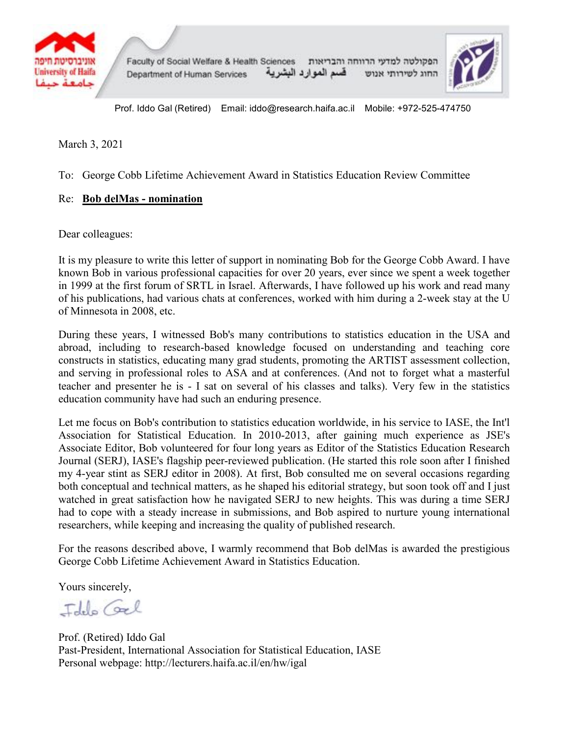אוניברסיטת חיפה
University of Haifa
جامعة حيفا

Faculty of Social Welfare & Health Sciences הפקולטה למדעי הרווחה והבריאות
Department of Human Services قسم الموارد البشرية החוג לשירותי אנוש

Prof. Iddo Gal (Retired) Email: iddo@research.haifa.ac.il Mobile: +972-525-474750

March 3, 2021

To: George Cobb Lifetime Achievement Award in Statistics Education Review Committee

Re: **Bob delMas - nomination**

Dear colleagues:

It is my pleasure to write this letter of support in nominating Bob for the George Cobb Award. I have known Bob in various professional capacities for over 20 years, ever since we spent a week together in 1999 at the first forum of SRTL in Israel. Afterwards, I have followed up his work and read many of his publications, had various chats at conferences, worked with him during a 2-week stay at the U of Minnesota in 2008, etc.

During these years, I witnessed Bob's many contributions to statistics education in the USA and abroad, including to research-based knowledge focused on understanding and teaching core constructs in statistics, educating many grad students, promoting the ARTIST assessment collection, and serving in professional roles to ASA and at conferences. (And not to forget what a masterful teacher and presenter he is - I sat on several of his classes and talks). Very few in the statistics education community have had such an enduring presence.

Let me focus on Bob's contribution to statistics education worldwide, in his service to IASE, the Int'l Association for Statistical Education. In 2010-2013, after gaining much experience as JSE's Associate Editor, Bob volunteered for four long years as Editor of the Statistics Education Research Journal (SERJ), IASE's flagship peer-reviewed publication. (He started this role soon after I finished my 4-year stint as SERJ editor in 2008). At first, Bob consulted me on several occasions regarding both conceptual and technical matters, as he shaped his editorial strategy, but soon took off and I just watched in great satisfaction how he navigated SERJ to new heights. This was during a time SERJ had to cope with a steady increase in submissions, and Bob aspired to nurture young international researchers, while keeping and increasing the quality of published research.

For the reasons described above, I warmly recommend that Bob delMas is awarded the prestigious George Cobb Lifetime Achievement Award in Statistics Education.

Yours sincerely,

Iddo Gal

Prof. (Retired) Iddo Gal
Past-President, International Association for Statistical Education, IASE
Personal webpage: http://lecturers.haifa.ac.il/en/hw/igal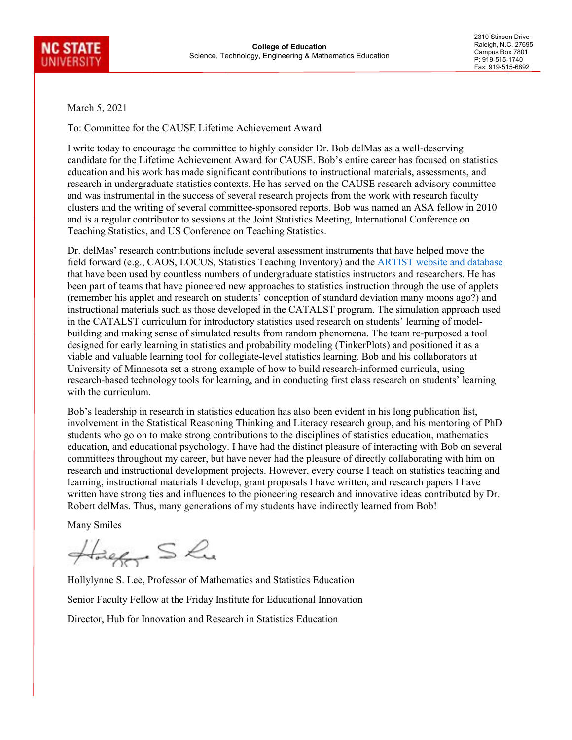**NC STATE UNIVERSITY**

**College of Education**
Science, Technology, Engineering & Mathematics Education

2310 Stinson Drive
Raleigh, N.C. 27695
Campus Box 7801
P: 919-515-1740
Fax: 919-515-6892

March 5, 2021

To: Committee for the CAUSE Lifetime Achievement Award

I write today to encourage the committee to highly consider Dr. Bob delMas as a well-deserving candidate for the Lifetime Achievement Award for CAUSE. Bob's entire career has focused on statistics education and his work has made significant contributions to instructional materials, assessments, and research in undergraduate statistics contexts. He has served on the CAUSE research advisory committee and was instrumental in the success of several research projects from the work with research faculty clusters and the writing of several committee-sponsored reports. Bob was named an ASA fellow in 2010 and is a regular contributor to sessions at the Joint Statistics Meeting, International Conference on Teaching Statistics, and US Conference on Teaching Statistics.

Dr. delMas' research contributions include several assessment instruments that have helped move the field forward (e.g., CAOS, LOCUS, Statistics Teaching Inventory) and the ARTIST website and database that have been used by countless numbers of undergraduate statistics instructors and researchers. He has been part of teams that have pioneered new approaches to statistics instruction through the use of applets (remember his applet and research on students' conception of standard deviation many moons ago?) and instructional materials such as those developed in the CATALST program. The simulation approach used in the CATALST curriculum for introductory statistics used research on students' learning of model-building and making sense of simulated results from random phenomena. The team re-purposed a tool designed for early learning in statistics and probability modeling (TinkerPlots) and positioned it as a viable and valuable learning tool for collegiate-level statistics learning. Bob and his collaborators at University of Minnesota set a strong example of how to build research-informed curricula, using research-based technology tools for learning, and in conducting first class research on students' learning with the curriculum.

Bob's leadership in research in statistics education has also been evident in his long publication list, involvement in the Statistical Reasoning Thinking and Literacy research group, and his mentoring of PhD students who go on to make strong contributions to the disciplines of statistics education, mathematics education, and educational psychology. I have had the distinct pleasure of interacting with Bob on several committees throughout my career, but have never had the pleasure of directly collaborating with him on research and instructional development projects. However, every course I teach on statistics teaching and learning, instructional materials I develop, grant proposals I have written, and research papers I have written have strong ties and influences to the pioneering research and innovative ideas contributed by Dr. Robert delMas. Thus, many generations of my students have indirectly learned from Bob!

Many Smiles

Hollylynne S. Lee, Professor of Mathematics and Statistics Education

Senior Faculty Fellow at the Friday Institute for Educational Innovation

Director, Hub for Innovation and Research in Statistics Education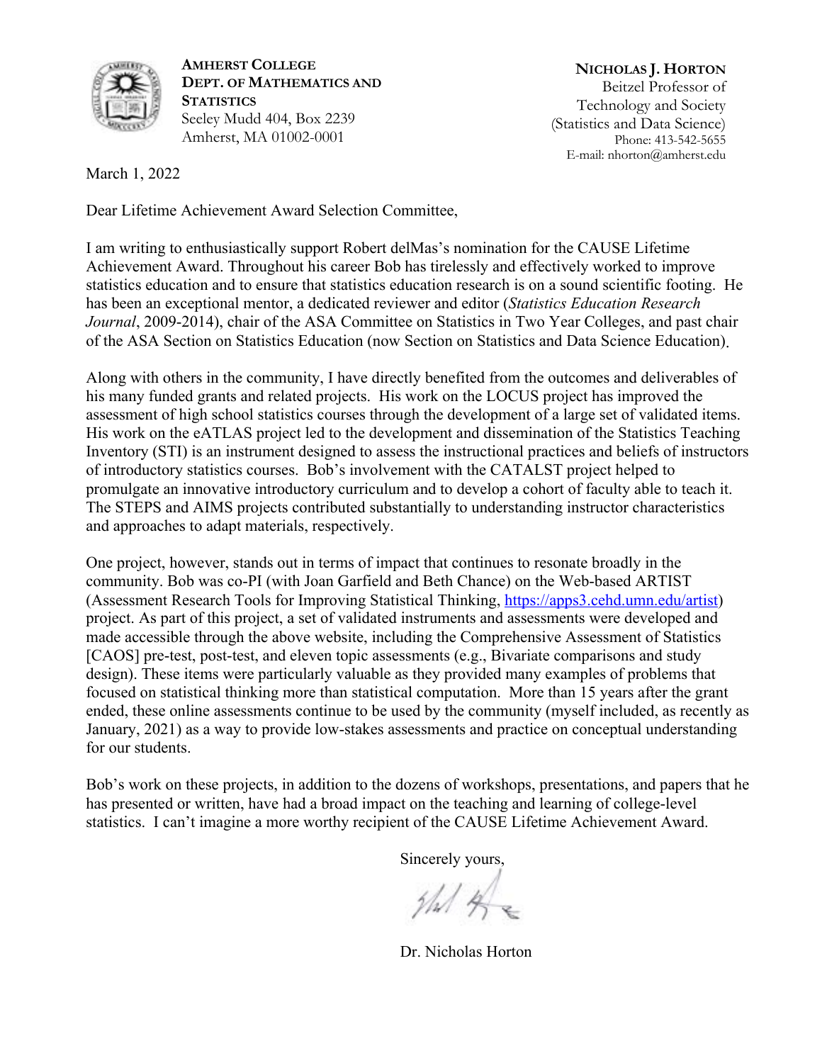**AMHERST COLLEGE**
**DEPT. OF MATHEMATICS AND STATISTICS**
Seeley Mudd 404, Box 2239
Amherst, MA 01002-0001

**NICHOLAS J. HORTON**
Beitzel Professor of Technology and Society (Statistics and Data Science)
Phone: 413-542-5655
E-mail: nhorton@amherst.edu

March 1, 2022

Dear Lifetime Achievement Award Selection Committee,

I am writing to enthusiastically support Robert delMas's nomination for the CAUSE Lifetime Achievement Award. Throughout his career Bob has tirelessly and effectively worked to improve statistics education and to ensure that statistics education research is on a sound scientific footing. He has been an exceptional mentor, a dedicated reviewer and editor (*Statistics Education Research Journal*, 2009-2014), chair of the ASA Committee on Statistics in Two Year Colleges, and past chair of the ASA Section on Statistics Education (now Section on Statistics and Data Science Education).

Along with others in the community, I have directly benefited from the outcomes and deliverables of his many funded grants and related projects. His work on the LOCUS project has improved the assessment of high school statistics courses through the development of a large set of validated items. His work on the eATLAS project led to the development and dissemination of the Statistics Teaching Inventory (STI) is an instrument designed to assess the instructional practices and beliefs of instructors of introductory statistics courses. Bob's involvement with the CATALST project helped to promulgate an innovative introductory curriculum and to develop a cohort of faculty able to teach it. The STEPS and AIMS projects contributed substantially to understanding instructor characteristics and approaches to adapt materials, respectively.

One project, however, stands out in terms of impact that continues to resonate broadly in the community. Bob was co-PI (with Joan Garfield and Beth Chance) on the Web-based ARTIST (Assessment Research Tools for Improving Statistical Thinking, https://apps3.cehd.umn.edu/artist) project. As part of this project, a set of validated instruments and assessments were developed and made accessible through the above website, including the Comprehensive Assessment of Statistics [CAOS] pre-test, post-test, and eleven topic assessments (e.g., Bivariate comparisons and study design). These items were particularly valuable as they provided many examples of problems that focused on statistical thinking more than statistical computation. More than 15 years after the grant ended, these online assessments continue to be used by the community (myself included, as recently as January, 2021) as a way to provide low-stakes assessments and practice on conceptual understanding for our students.

Bob's work on these projects, in addition to the dozens of workshops, presentations, and papers that he has presented or written, have had a broad impact on the teaching and learning of college-level statistics. I can't imagine a more worthy recipient of the CAUSE Lifetime Achievement Award.

Sincerely yours,

Dr. Nicholas Horton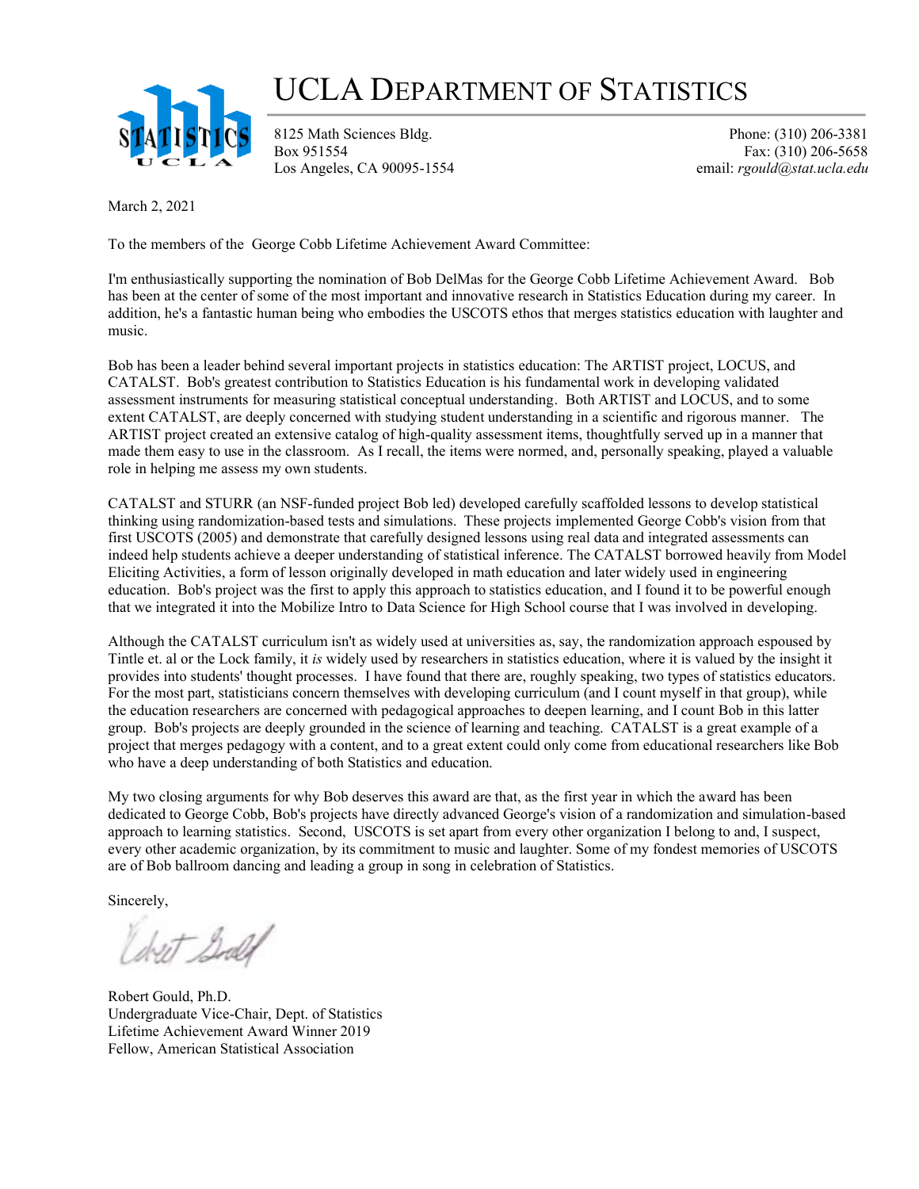# UCLA Department of Statistics

8125 Math Sciences Bldg.
Box 951554
Los Angeles, CA 90095-1554

Phone: (310) 206-3381
Fax: (310) 206-5658
email: *rgould@stat.ucla.edu*

March 2, 2021

To the members of the George Cobb Lifetime Achievement Award Committee:

I'm enthusiastically supporting the nomination of Bob DelMas for the George Cobb Lifetime Achievement Award. Bob has been at the center of some of the most important and innovative research in Statistics Education during my career. In addition, he's a fantastic human being who embodies the USCOTS ethos that merges statistics education with laughter and music.

Bob has been a leader behind several important projects in statistics education: The ARTIST project, LOCUS, and CATALST. Bob's greatest contribution to Statistics Education is his fundamental work in developing validated assessment instruments for measuring statistical conceptual understanding. Both ARTIST and LOCUS, and to some extent CATALST, are deeply concerned with studying student understanding in a scientific and rigorous manner. The ARTIST project created an extensive catalog of high-quality assessment items, thoughtfully served up in a manner that made them easy to use in the classroom. As I recall, the items were normed, and, personally speaking, played a valuable role in helping me assess my own students.

CATALST and STURR (an NSF-funded project Bob led) developed carefully scaffolded lessons to develop statistical thinking using randomization-based tests and simulations. These projects implemented George Cobb's vision from that first USCOTS (2005) and demonstrate that carefully designed lessons using real data and integrated assessments can indeed help students achieve a deeper understanding of statistical inference. The CATALST borrowed heavily from Model Eliciting Activities, a form of lesson originally developed in math education and later widely used in engineering education. Bob's project was the first to apply this approach to statistics education, and I found it to be powerful enough that we integrated it into the Mobilize Intro to Data Science for High School course that I was involved in developing.

Although the CATALST curriculum isn't as widely used at universities as, say, the randomization approach espoused by Tintle et. al or the Lock family, it *is* widely used by researchers in statistics education, where it is valued by the insight it provides into students' thought processes. I have found that there are, roughly speaking, two types of statistics educators. For the most part, statisticians concern themselves with developing curriculum (and I count myself in that group), while the education researchers are concerned with pedagogical approaches to deepen learning, and I count Bob in this latter group. Bob's projects are deeply grounded in the science of learning and teaching. CATALST is a great example of a project that merges pedagogy with a content, and to a great extent could only come from educational researchers like Bob who have a deep understanding of both Statistics and education.

My two closing arguments for why Bob deserves this award are that, as the first year in which the award has been dedicated to George Cobb, Bob's projects have directly advanced George's vision of a randomization and simulation-based approach to learning statistics. Second, USCOTS is set apart from every other organization I belong to and, I suspect, every other academic organization, by its commitment to music and laughter. Some of my fondest memories of USCOTS are of Bob ballroom dancing and leading a group in song in celebration of Statistics.

Sincerely,

Robert Gould, Ph.D.
Undergraduate Vice-Chair, Dept. of Statistics
Lifetime Achievement Award Winner 2019
Fellow, American Statistical Association